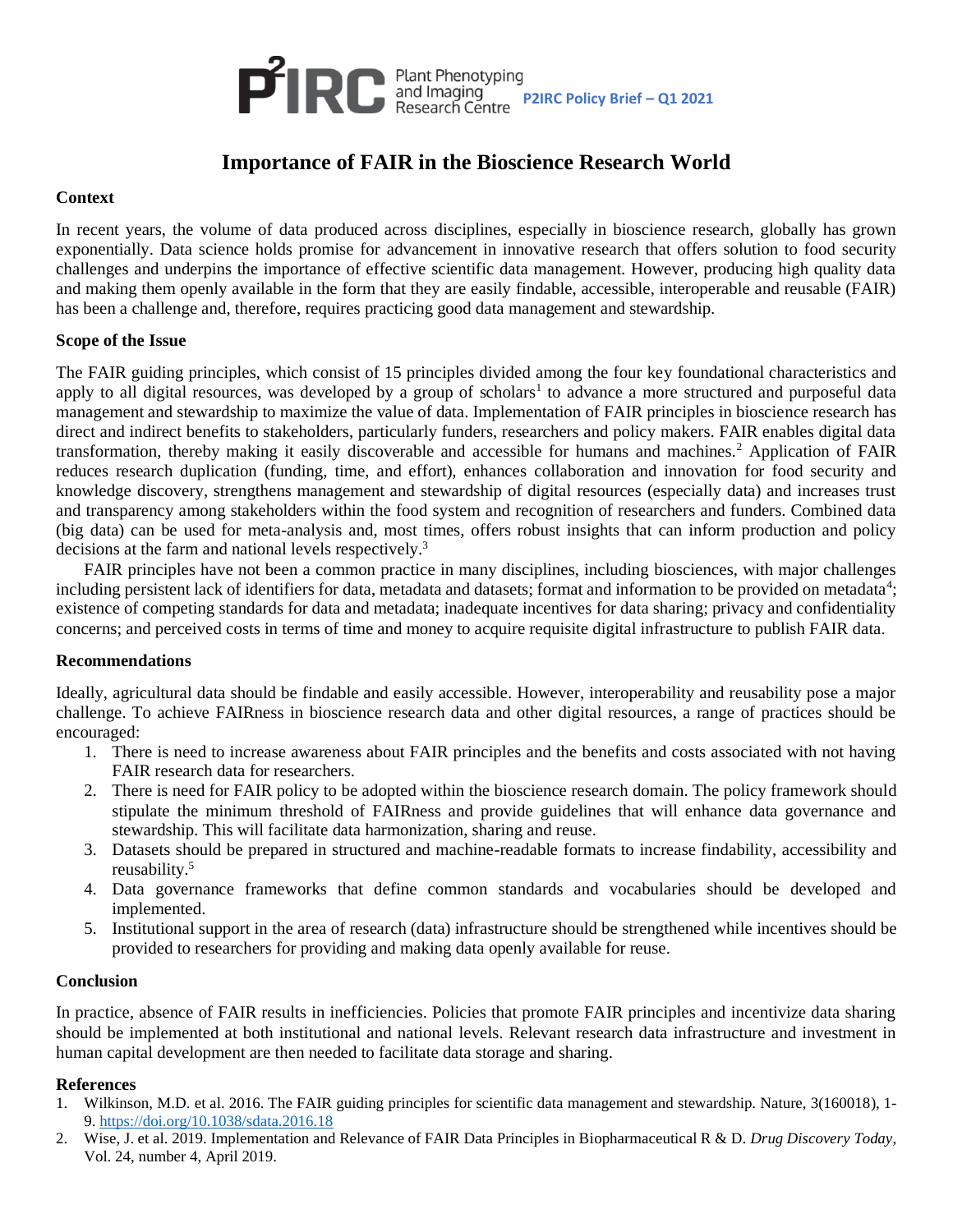P2IRC Plant Phenotyping and Imaging Research Centre **P2IRC Policy Brief – Q1 2021**

# Importance of FAIR in the Bioscience Research World

## Context

In recent years, the volume of data produced across disciplines, especially in bioscience research, globally has grown exponentially. Data science holds promise for advancement in innovative research that offers solution to food security challenges and underpins the importance of effective scientific data management. However, producing high quality data and making them openly available in the form that they are easily findable, accessible, interoperable and reusable (FAIR) has been a challenge and, therefore, requires practicing good data management and stewardship.

## Scope of the Issue

The FAIR guiding principles, which consist of 15 principles divided among the four key foundational characteristics and apply to all digital resources, was developed by a group of scholars[1] to advance a more structured and purposeful data management and stewardship to maximize the value of data. Implementation of FAIR principles in bioscience research has direct and indirect benefits to stakeholders, particularly funders, researchers and policy makers. FAIR enables digital data transformation, thereby making it easily discoverable and accessible for humans and machines.[2] Application of FAIR reduces research duplication (funding, time, and effort), enhances collaboration and innovation for food security and knowledge discovery, strengthens management and stewardship of digital resources (especially data) and increases trust and transparency among stakeholders within the food system and recognition of researchers and funders. Combined data (big data) can be used for meta-analysis and, most times, offers robust insights that can inform production and policy decisions at the farm and national levels respectively.[3]

FAIR principles have not been a common practice in many disciplines, including biosciences, with major challenges including persistent lack of identifiers for data, metadata and datasets; format and information to be provided on metadata[4]; existence of competing standards for data and metadata; inadequate incentives for data sharing; privacy and confidentiality concerns; and perceived costs in terms of time and money to acquire requisite digital infrastructure to publish FAIR data.

## Recommendations

Ideally, agricultural data should be findable and easily accessible. However, interoperability and reusability pose a major challenge. To achieve FAIRness in bioscience research data and other digital resources, a range of practices should be encouraged:

1. There is need to increase awareness about FAIR principles and the benefits and costs associated with not having FAIR research data for researchers.
2. There is need for FAIR policy to be adopted within the bioscience research domain. The policy framework should stipulate the minimum threshold of FAIRness and provide guidelines that will enhance data governance and stewardship. This will facilitate data harmonization, sharing and reuse.
3. Datasets should be prepared in structured and machine-readable formats to increase findability, accessibility and reusability.[5]
4. Data governance frameworks that define common standards and vocabularies should be developed and implemented.
5. Institutional support in the area of research (data) infrastructure should be strengthened while incentives should be provided to researchers for providing and making data openly available for reuse.

## Conclusion

In practice, absence of FAIR results in inefficiencies. Policies that promote FAIR principles and incentivize data sharing should be implemented at both institutional and national levels. Relevant research data infrastructure and investment in human capital development are then needed to facilitate data storage and sharing.

## References

1. Wilkinson, M.D. et al. 2016. The FAIR guiding principles for scientific data management and stewardship. Nature, 3(160018), 1-9. https://doi.org/10.1038/sdata.2016.18
2. Wise, J. et al. 2019. Implementation and Relevance of FAIR Data Principles in Biopharmaceutical R & D. *Drug Discovery Today,* Vol. 24, number 4, April 2019.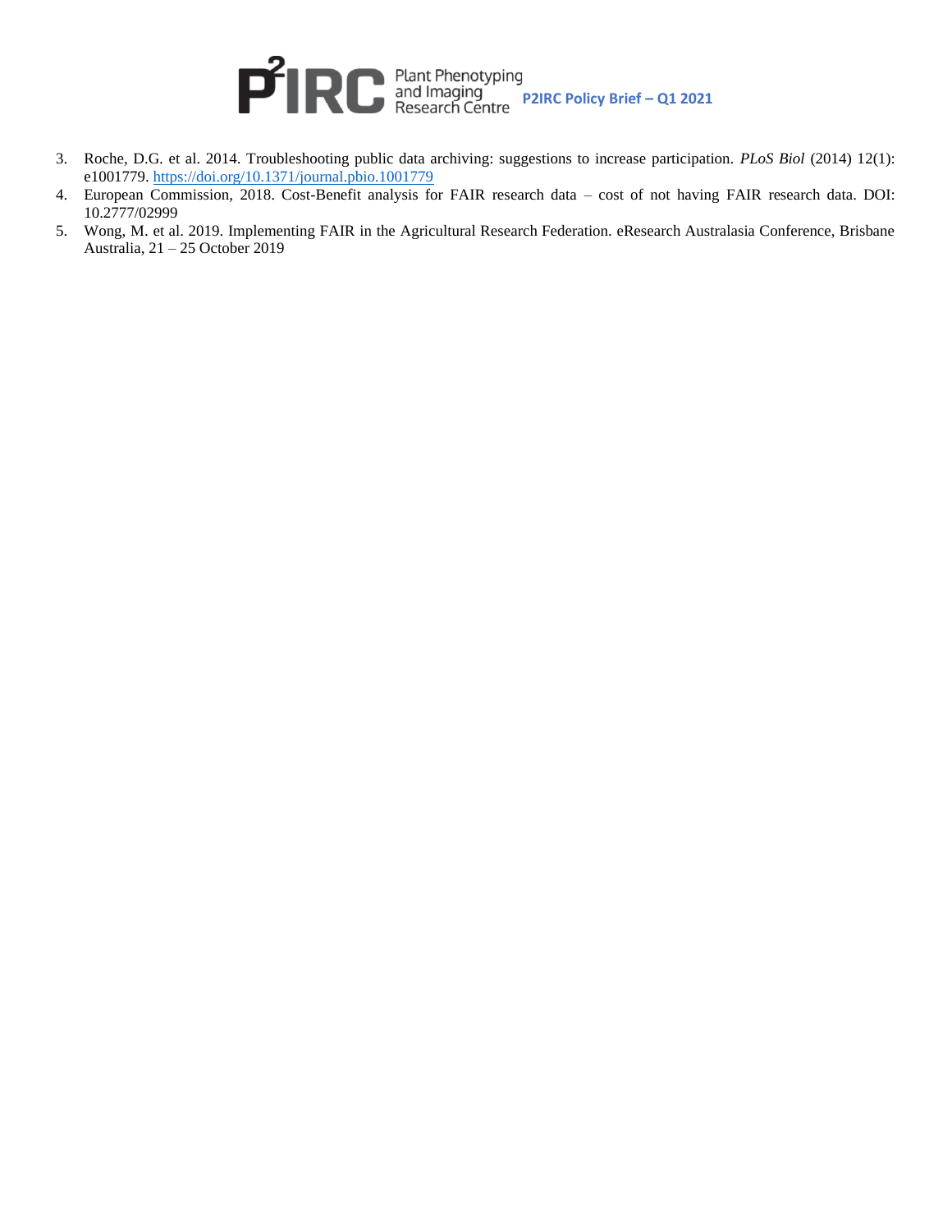3. Roche, D.G. et al. 2014. Troubleshooting public data archiving: suggestions to increase participation. *PLoS Biol* (2014) 12(1): e1001779. https://doi.org/10.1371/journal.pbio.1001779
4. European Commission, 2018. Cost-Benefit analysis for FAIR research data – cost of not having FAIR research data. DOI: 10.2777/02999
5. Wong, M. et al. 2019. Implementing FAIR in the Agricultural Research Federation. eResearch Australasia Conference, Brisbane Australia, 21 – 25 October 2019